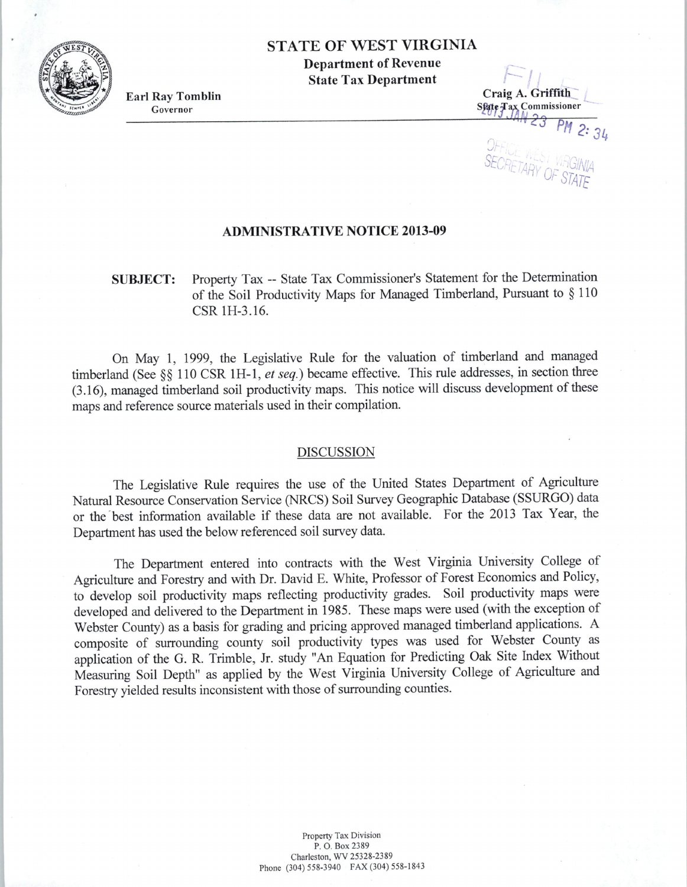STATE OF WEST VIRGINIA
**Department of Revenue**
**State Tax Department**

**Earl Ray Tomblin**
Governor

**Craig A. Griffith**
State Tax Commissioner

FILED
2013 JAN 23 PM 2:34
OFFICE WEST VIRGINIA
SECRETARY OF STATE

## ADMINISTRATIVE NOTICE 2013-09

**SUBJECT:** Property Tax -- State Tax Commissioner's Statement for the Determination of the Soil Productivity Maps for Managed Timberland, Pursuant to § 110 CSR 1H-3.16.

On May 1, 1999, the Legislative Rule for the valuation of timberland and managed timberland (See §§ 110 CSR 1H-1, *et seq.*) became effective. This rule addresses, in section three (3.16), managed timberland soil productivity maps. This notice will discuss development of these maps and reference source materials used in their compilation.

### DISCUSSION

The Legislative Rule requires the use of the United States Department of Agriculture Natural Resource Conservation Service (NRCS) Soil Survey Geographic Database (SSURGO) data or the best information available if these data are not available. For the 2013 Tax Year, the Department has used the below referenced soil survey data.

The Department entered into contracts with the West Virginia University College of Agriculture and Forestry and with Dr. David E. White, Professor of Forest Economics and Policy, to develop soil productivity maps reflecting productivity grades. Soil productivity maps were developed and delivered to the Department in 1985. These maps were used (with the exception of Webster County) as a basis for grading and pricing approved managed timberland applications. A composite of surrounding county soil productivity types was used for Webster County as application of the G. R. Trimble, Jr. study "An Equation for Predicting Oak Site Index Without Measuring Soil Depth" as applied by the West Virginia University College of Agriculture and Forestry yielded results inconsistent with those of surrounding counties.

Property Tax Division
P. O. Box 2389
Charleston, WV 25328-2389
Phone (304) 558-3940 FAX (304) 558-1843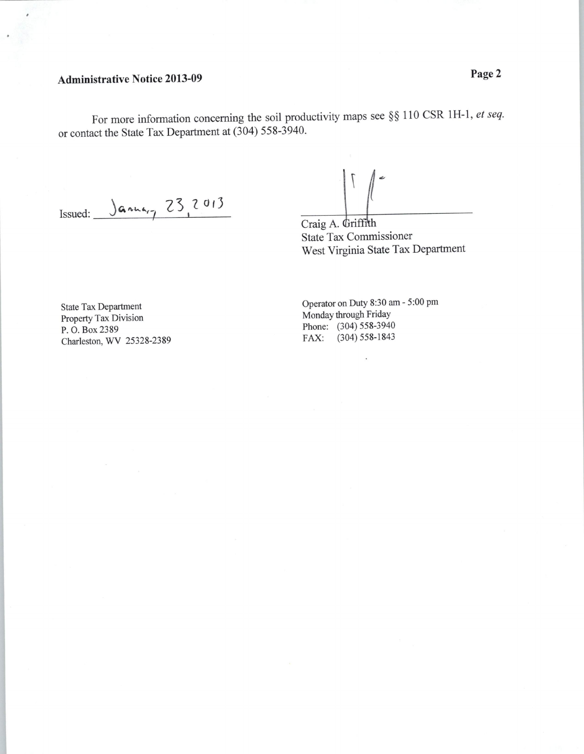**Administrative Notice 2013-09**

For more information concerning the soil productivity maps see §§ 110 CSR 1H-1, *et seq.* or contact the State Tax Department at (304) 558-3940.

Issued: January 23, 2013

Craig A. Griffith
State Tax Commissioner
West Virginia State Tax Department

State Tax Department
Property Tax Division
P. O. Box 2389
Charleston, WV 25328-2389

Operator on Duty 8:30 am - 5:00 pm
Monday through Friday
Phone: (304) 558-3940
FAX: (304) 558-1843